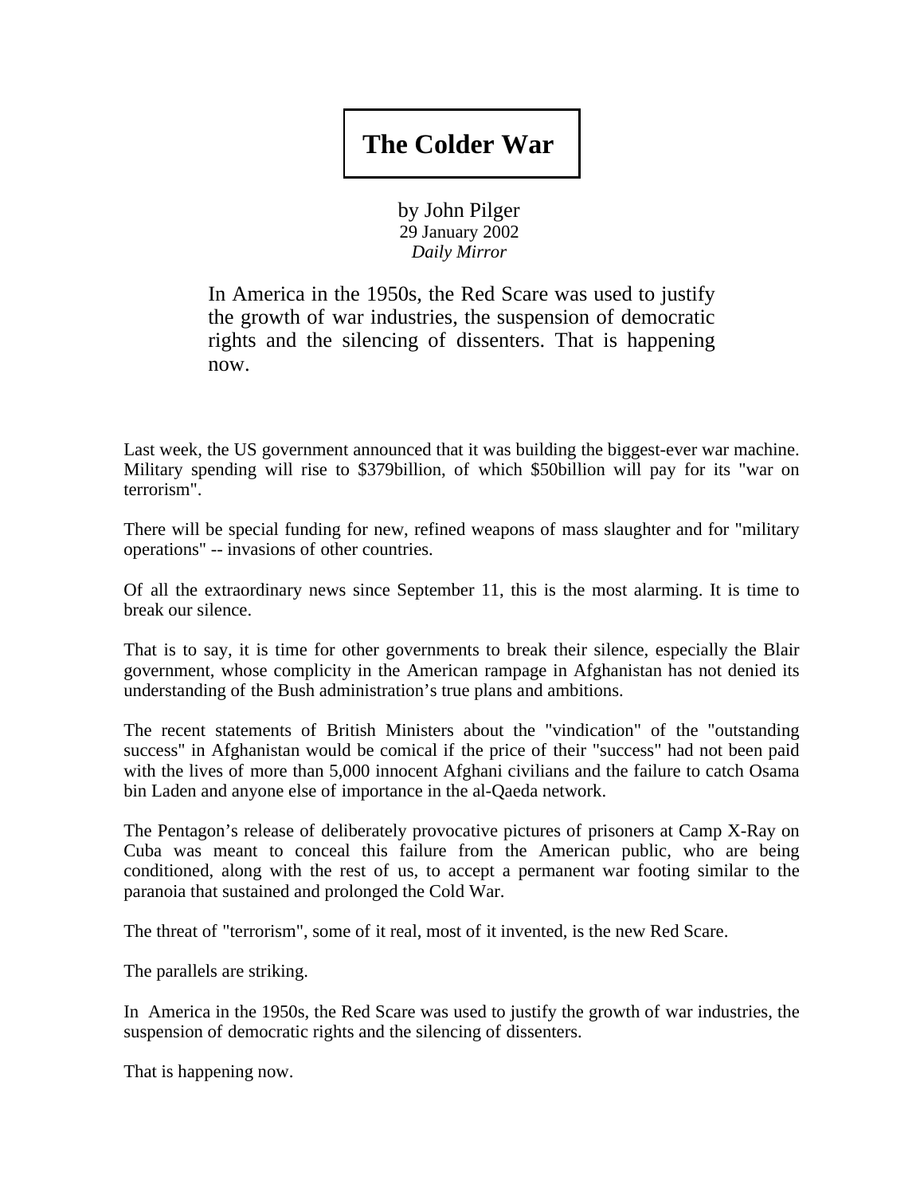# The Colder War

by John Pilger
29 January 2002
*Daily Mirror*

> In America in the 1950s, the Red Scare was used to justify the growth of war industries, the suspension of democratic rights and the silencing of dissenters. That is happening now.

Last week, the US government announced that it was building the biggest-ever war machine. Military spending will rise to $379billion, of which $50billion will pay for its "war on terrorism".

There will be special funding for new, refined weapons of mass slaughter and for "military operations" -- invasions of other countries.

Of all the extraordinary news since September 11, this is the most alarming. It is time to break our silence.

That is to say, it is time for other governments to break their silence, especially the Blair government, whose complicity in the American rampage in Afghanistan has not denied its understanding of the Bush administration's true plans and ambitions.

The recent statements of British Ministers about the "vindication" of the "outstanding success" in Afghanistan would be comical if the price of their "success" had not been paid with the lives of more than 5,000 innocent Afghani civilians and the failure to catch Osama bin Laden and anyone else of importance in the al-Qaeda network.

The Pentagon's release of deliberately provocative pictures of prisoners at Camp X-Ray on Cuba was meant to conceal this failure from the American public, who are being conditioned, along with the rest of us, to accept a permanent war footing similar to the paranoia that sustained and prolonged the Cold War.

The threat of "terrorism", some of it real, most of it invented, is the new Red Scare.

The parallels are striking.

In America in the 1950s, the Red Scare was used to justify the growth of war industries, the suspension of democratic rights and the silencing of dissenters.

That is happening now.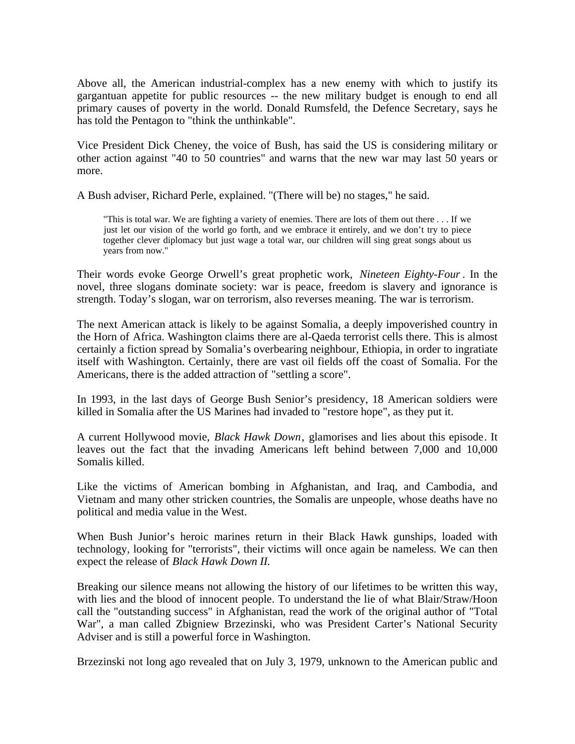Above all, the American industrial-complex has a new enemy with which to justify its gargantuan appetite for public resources -- the new military budget is enough to end all primary causes of poverty in the world. Donald Rumsfeld, the Defence Secretary, says he has told the Pentagon to "think the unthinkable".

Vice President Dick Cheney, the voice of Bush, has said the US is considering military or other action against "40 to 50 countries" and warns that the new war may last 50 years or more.

A Bush adviser, Richard Perle, explained. "(There will be) no stages," he said.

> "This is total war. We are fighting a variety of enemies. There are lots of them out there . . . If we just let our vision of the world go forth, and we embrace it entirely, and we don't try to piece together clever diplomacy but just wage a total war, our children will sing great songs about us years from now."

Their words evoke George Orwell's great prophetic work, *Nineteen Eighty-Four*. In the novel, three slogans dominate society: war is peace, freedom is slavery and ignorance is strength. Today's slogan, war on terrorism, also reverses meaning. The war is terrorism.

The next American attack is likely to be against Somalia, a deeply impoverished country in the Horn of Africa. Washington claims there are al-Qaeda terrorist cells there. This is almost certainly a fiction spread by Somalia's overbearing neighbour, Ethiopia, in order to ingratiate itself with Washington. Certainly, there are vast oil fields off the coast of Somalia. For the Americans, there is the added attraction of "settling a score".

In 1993, in the last days of George Bush Senior's presidency, 18 American soldiers were killed in Somalia after the US Marines had invaded to "restore hope", as they put it.

A current Hollywood movie, *Black Hawk Down*, glamorises and lies about this episode. It leaves out the fact that the invading Americans left behind between 7,000 and 10,000 Somalis killed.

Like the victims of American bombing in Afghanistan, and Iraq, and Cambodia, and Vietnam and many other stricken countries, the Somalis are unpeople, whose deaths have no political and media value in the West.

When Bush Junior's heroic marines return in their Black Hawk gunships, loaded with technology, looking for "terrorists", their victims will once again be nameless. We can then expect the release of *Black Hawk Down II.*

Breaking our silence means not allowing the history of our lifetimes to be written this way, with lies and the blood of innocent people. To understand the lie of what Blair/Straw/Hoon call the "outstanding success" in Afghanistan, read the work of the original author of "Total War", a man called Zbigniew Brzezinski, who was President Carter's National Security Adviser and is still a powerful force in Washington.

Brzezinski not long ago revealed that on July 3, 1979, unknown to the American public and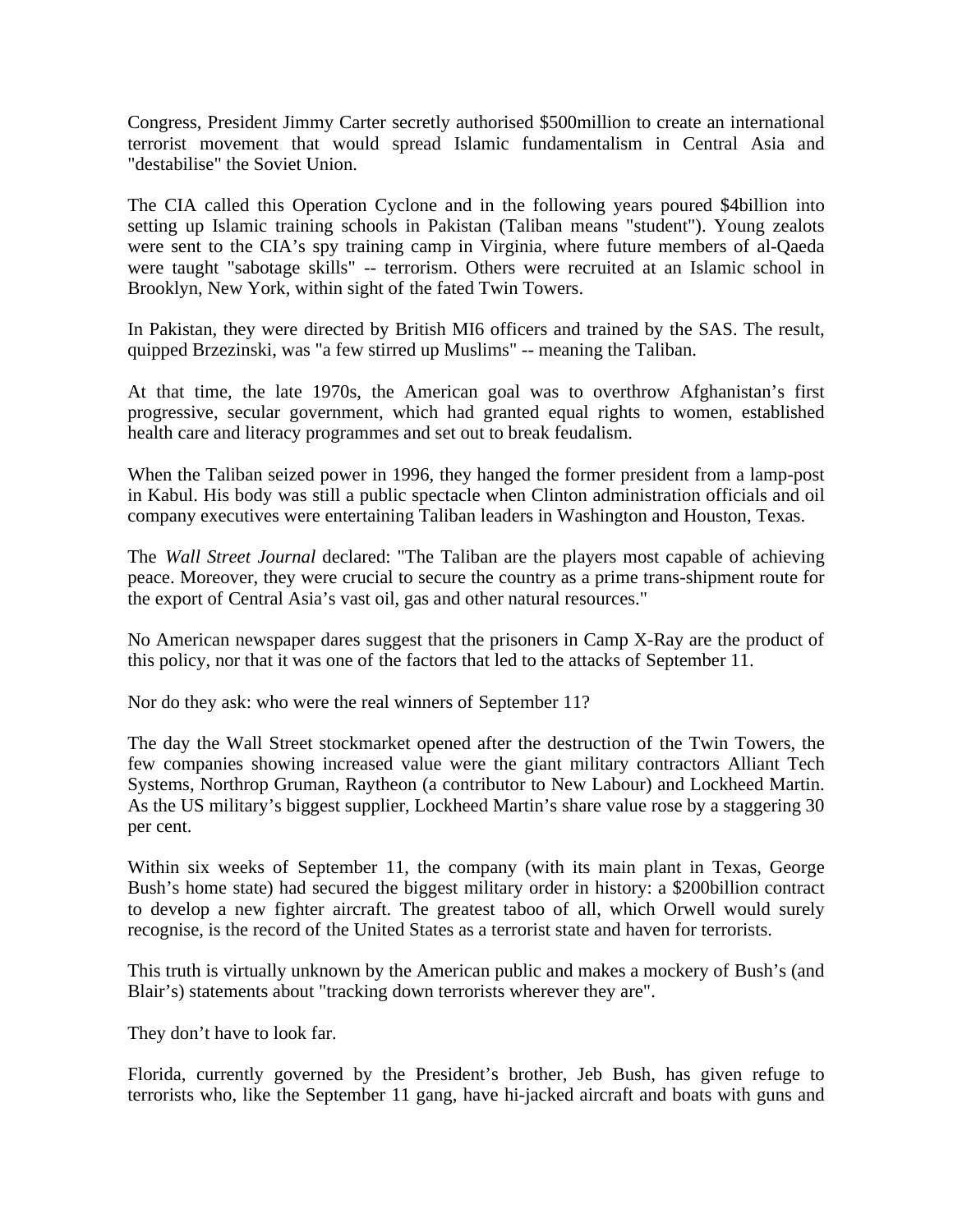Congress, President Jimmy Carter secretly authorised $500million to create an international terrorist movement that would spread Islamic fundamentalism in Central Asia and "destabilise" the Soviet Union.

The CIA called this Operation Cyclone and in the following years poured $4billion into setting up Islamic training schools in Pakistan (Taliban means "student"). Young zealots were sent to the CIA's spy training camp in Virginia, where future members of al-Qaeda were taught "sabotage skills" -- terrorism. Others were recruited at an Islamic school in Brooklyn, New York, within sight of the fated Twin Towers.

In Pakistan, they were directed by British MI6 officers and trained by the SAS. The result, quipped Brzezinski, was "a few stirred up Muslims" -- meaning the Taliban.

At that time, the late 1970s, the American goal was to overthrow Afghanistan's first progressive, secular government, which had granted equal rights to women, established health care and literacy programmes and set out to break feudalism.

When the Taliban seized power in 1996, they hanged the former president from a lamp-post in Kabul. His body was still a public spectacle when Clinton administration officials and oil company executives were entertaining Taliban leaders in Washington and Houston, Texas.

The *Wall Street Journal* declared: "The Taliban are the players most capable of achieving peace. Moreover, they were crucial to secure the country as a prime trans-shipment route for the export of Central Asia's vast oil, gas and other natural resources."

No American newspaper dares suggest that the prisoners in Camp X-Ray are the product of this policy, nor that it was one of the factors that led to the attacks of September 11.

Nor do they ask: who were the real winners of September 11?

The day the Wall Street stockmarket opened after the destruction of the Twin Towers, the few companies showing increased value were the giant military contractors Alliant Tech Systems, Northrop Gruman, Raytheon (a contributor to New Labour) and Lockheed Martin. As the US military's biggest supplier, Lockheed Martin's share value rose by a staggering 30 per cent.

Within six weeks of September 11, the company (with its main plant in Texas, George Bush's home state) had secured the biggest military order in history: a $200billion contract to develop a new fighter aircraft. The greatest taboo of all, which Orwell would surely recognise, is the record of the United States as a terrorist state and haven for terrorists.

This truth is virtually unknown by the American public and makes a mockery of Bush's (and Blair's) statements about "tracking down terrorists wherever they are".

They don't have to look far.

Florida, currently governed by the President's brother, Jeb Bush, has given refuge to terrorists who, like the September 11 gang, have hi-jacked aircraft and boats with guns and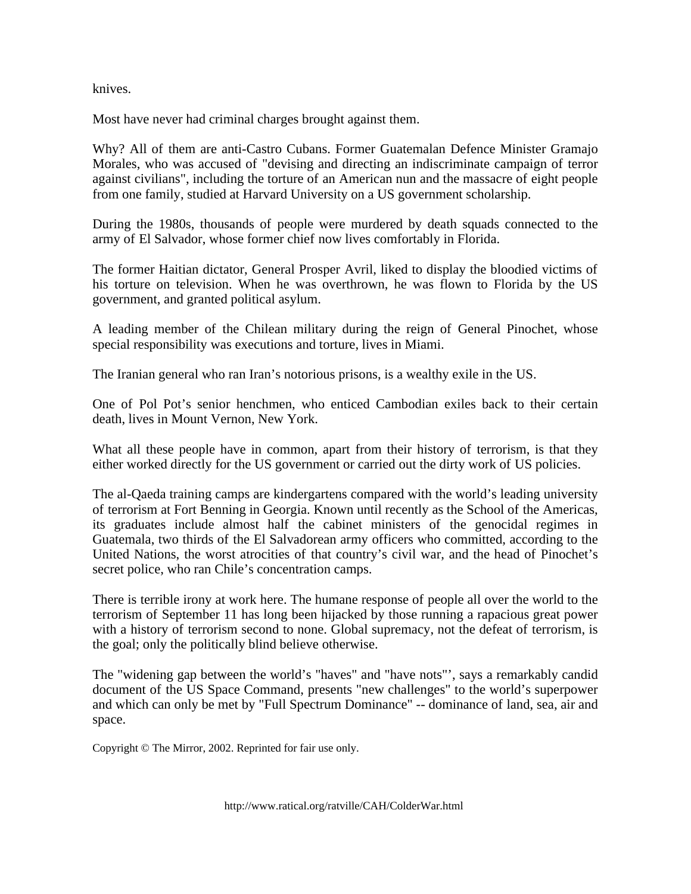knives.

Most have never had criminal charges brought against them.

Why? All of them are anti-Castro Cubans. Former Guatemalan Defence Minister Gramajo Morales, who was accused of "devising and directing an indiscriminate campaign of terror against civilians", including the torture of an American nun and the massacre of eight people from one family, studied at Harvard University on a US government scholarship.

During the 1980s, thousands of people were murdered by death squads connected to the army of El Salvador, whose former chief now lives comfortably in Florida.

The former Haitian dictator, General Prosper Avril, liked to display the bloodied victims of his torture on television. When he was overthrown, he was flown to Florida by the US government, and granted political asylum.

A leading member of the Chilean military during the reign of General Pinochet, whose special responsibility was executions and torture, lives in Miami.

The Iranian general who ran Iran's notorious prisons, is a wealthy exile in the US.

One of Pol Pot's senior henchmen, who enticed Cambodian exiles back to their certain death, lives in Mount Vernon, New York.

What all these people have in common, apart from their history of terrorism, is that they either worked directly for the US government or carried out the dirty work of US policies.

The al-Qaeda training camps are kindergartens compared with the world's leading university of terrorism at Fort Benning in Georgia. Known until recently as the School of the Americas, its graduates include almost half the cabinet ministers of the genocidal regimes in Guatemala, two thirds of the El Salvadorean army officers who committed, according to the United Nations, the worst atrocities of that country's civil war, and the head of Pinochet's secret police, who ran Chile's concentration camps.

There is terrible irony at work here. The humane response of people all over the world to the terrorism of September 11 has long been hijacked by those running a rapacious great power with a history of terrorism second to none. Global supremacy, not the defeat of terrorism, is the goal; only the politically blind believe otherwise.

The "widening gap between the world's "haves" and "have nots"', says a remarkably candid document of the US Space Command, presents "new challenges" to the world's superpower and which can only be met by "Full Spectrum Dominance" -- dominance of land, sea, air and space.

Copyright © The Mirror, 2002. Reprinted for fair use only.

http://www.ratical.org/ratville/CAH/ColderWar.html